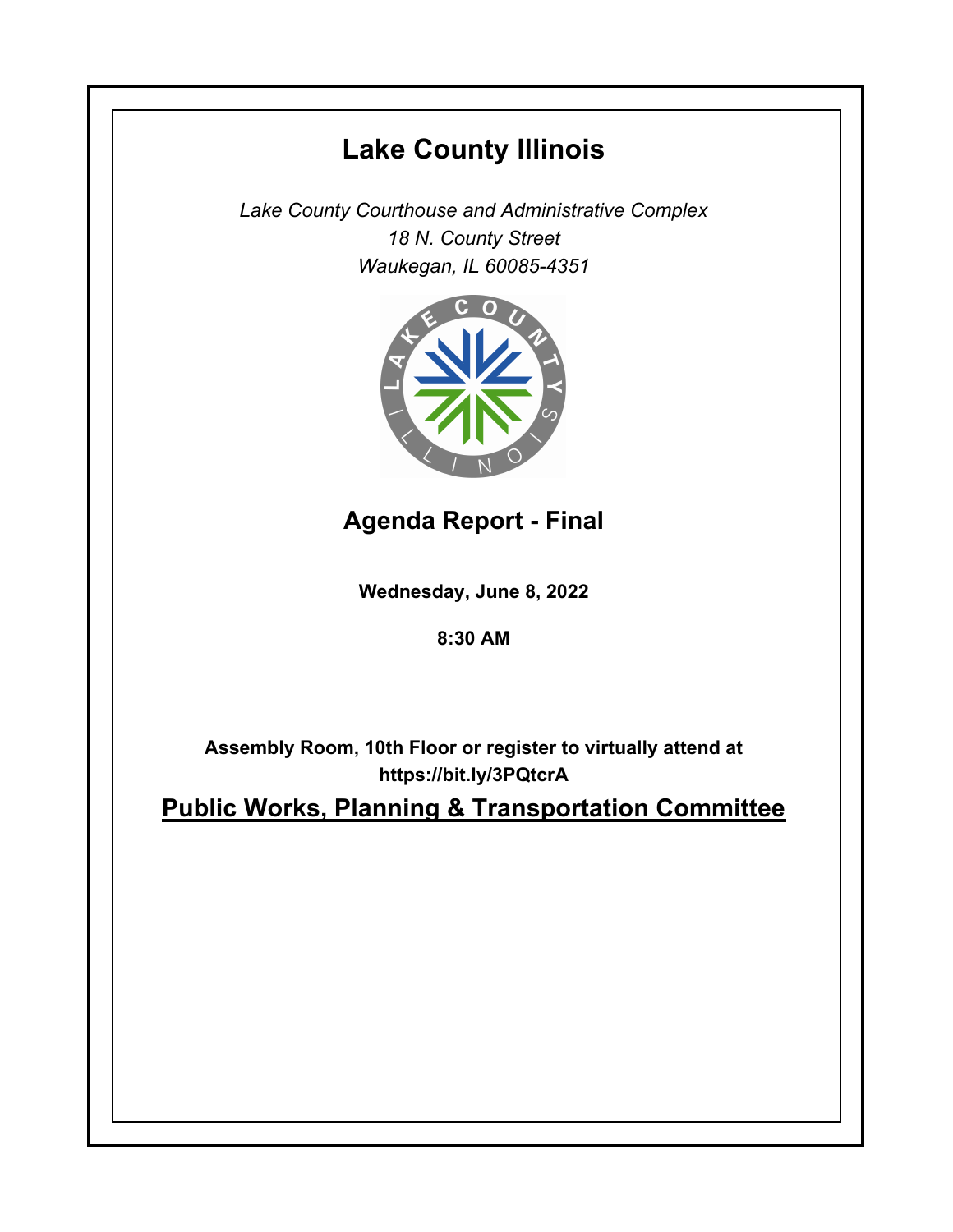# Lake County Illinois

*Lake County Courthouse and Administrative Complex*
*18 N. County Street*
*Waukegan, IL 60085-4351*

## Agenda Report - Final

**Wednesday, June 8, 2022**

**8:30 AM**

**Assembly Room, 10th Floor or register to virtually attend at https://bit.ly/3PQtcrA**

## Public Works, Planning & Transportation Committee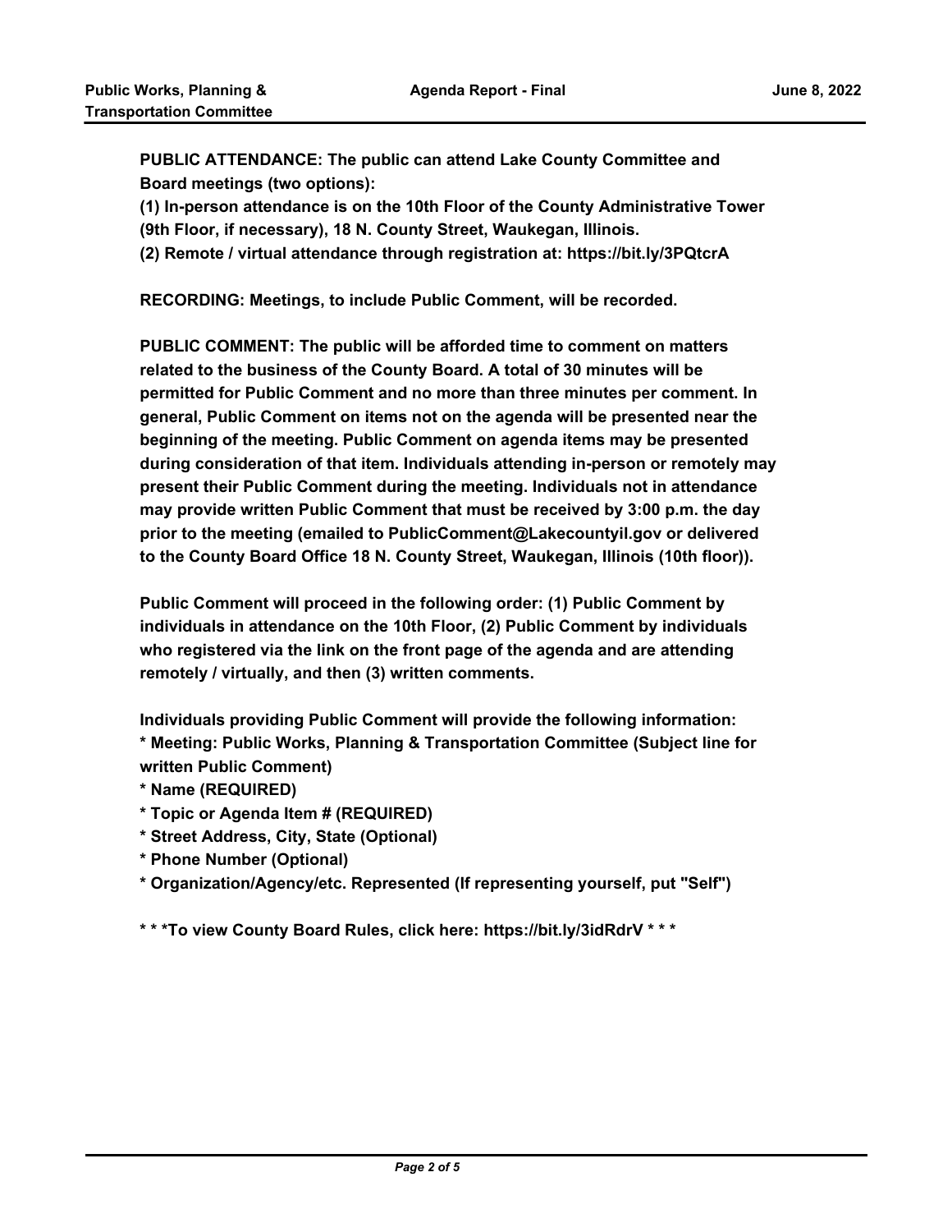**PUBLIC ATTENDANCE: The public can attend Lake County Committee and Board meetings (two options):**
**(1) In-person attendance is on the 10th Floor of the County Administrative Tower (9th Floor, if necessary), 18 N. County Street, Waukegan, Illinois.**
**(2) Remote / virtual attendance through registration at: https://bit.ly/3PQtcrA**

**RECORDING: Meetings, to include Public Comment, will be recorded.**

**PUBLIC COMMENT: The public will be afforded time to comment on matters related to the business of the County Board. A total of 30 minutes will be permitted for Public Comment and no more than three minutes per comment. In general, Public Comment on items not on the agenda will be presented near the beginning of the meeting. Public Comment on agenda items may be presented during consideration of that item. Individuals attending in-person or remotely may present their Public Comment during the meeting. Individuals not in attendance may provide written Public Comment that must be received by 3:00 p.m. the day prior to the meeting (emailed to PublicComment@Lakecountyil.gov or delivered to the County Board Office 18 N. County Street, Waukegan, Illinois (10th floor)).**

**Public Comment will proceed in the following order: (1) Public Comment by individuals in attendance on the 10th Floor, (2) Public Comment by individuals who registered via the link on the front page of the agenda and are attending remotely / virtually, and then (3) written comments.**

**Individuals providing Public Comment will provide the following information:**
**\* Meeting: Public Works, Planning & Transportation Committee (Subject line for written Public Comment)**
**\* Name (REQUIRED)**
**\* Topic or Agenda Item # (REQUIRED)**
**\* Street Address, City, State (Optional)**
**\* Phone Number (Optional)**
**\* Organization/Agency/etc. Represented (If representing yourself, put "Self")**

**\* \* \*To view County Board Rules, click here: https://bit.ly/3idRdrV \* \* \***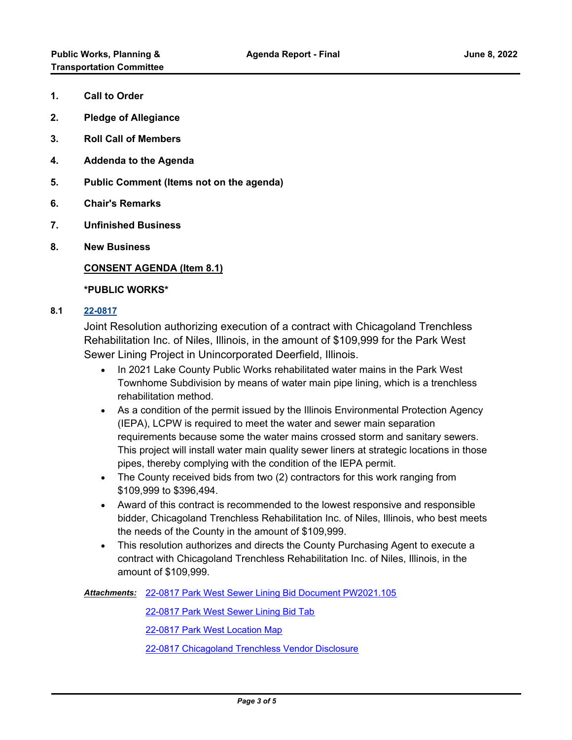1. **Call to Order**
2. **Pledge of Allegiance**
3. **Roll Call of Members**
4. **Addenda to the Agenda**
5. **Public Comment (Items not on the agenda)**
6. **Chair's Remarks**
7. **Unfinished Business**
8. **New Business**

**CONSENT AGENDA (Item 8.1)**

***PUBLIC WORKS***

**8.1** **22-0817**

Joint Resolution authorizing execution of a contract with Chicagoland Trenchless Rehabilitation Inc. of Niles, Illinois, in the amount of $109,999 for the Park West Sewer Lining Project in Unincorporated Deerfield, Illinois.

- In 2021 Lake County Public Works rehabilitated water mains in the Park West Townhome Subdivision by means of water main pipe lining, which is a trenchless rehabilitation method.
- As a condition of the permit issued by the Illinois Environmental Protection Agency (IEPA), LCPW is required to meet the water and sewer main separation requirements because some the water mains crossed storm and sanitary sewers. This project will install water main quality sewer liners at strategic locations in those pipes, thereby complying with the condition of the IEPA permit.
- The County received bids from two (2) contractors for this work ranging from $109,999 to $396,494.
- Award of this contract is recommended to the lowest responsive and responsible bidder, Chicagoland Trenchless Rehabilitation Inc. of Niles, Illinois, who best meets the needs of the County in the amount of $109,999.
- This resolution authorizes and directs the County Purchasing Agent to execute a contract with Chicagoland Trenchless Rehabilitation Inc. of Niles, Illinois, in the amount of $109,999.

***Attachments:*** 22-0817 Park West Sewer Lining Bid Document PW2021.105

22-0817 Park West Sewer Lining Bid Tab

22-0817 Park West Location Map

22-0817 Chicagoland Trenchless Vendor Disclosure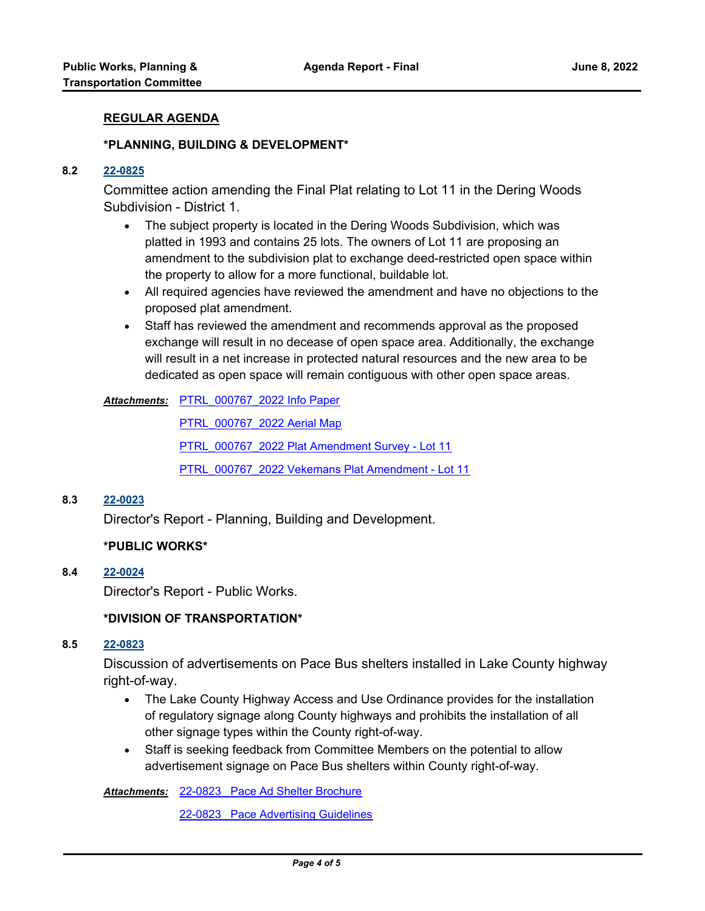## REGULAR AGENDA

### *PLANNING, BUILDING & DEVELOPMENT*

**8.2** **22-0825**

Committee action amending the Final Plat relating to Lot 11 in the Dering Woods Subdivision - District 1.

- The subject property is located in the Dering Woods Subdivision, which was platted in 1993 and contains 25 lots. The owners of Lot 11 are proposing an amendment to the subdivision plat to exchange deed-restricted open space within the property to allow for a more functional, buildable lot.
- All required agencies have reviewed the amendment and have no objections to the proposed plat amendment.
- Staff has reviewed the amendment and recommends approval as the proposed exchange will result in no decease of open space area. Additionally, the exchange will result in a net increase in protected natural resources and the new area to be dedicated as open space will remain contiguous with other open space areas.

***Attachments:*** PTRL_000767_2022 Info Paper
PTRL_000767_2022 Aerial Map
PTRL_000767_2022 Plat Amendment Survey - Lot 11
PTRL_000767_2022 Vekemans Plat Amendment - Lot 11

**8.3** **22-0023**

Director's Report - Planning, Building and Development.

### *PUBLIC WORKS*

**8.4** **22-0024**

Director's Report - Public Works.

### *DIVISION OF TRANSPORTATION*

**8.5** **22-0823**

Discussion of advertisements on Pace Bus shelters installed in Lake County highway right-of-way.

- The Lake County Highway Access and Use Ordinance provides for the installation of regulatory signage along County highways and prohibits the installation of all other signage types within the County right-of-way.
- Staff is seeking feedback from Committee Members on the potential to allow advertisement signage on Pace Bus shelters within County right-of-way.

***Attachments:*** 22-0823 Pace Ad Shelter Brochure
22-0823 Pace Advertising Guidelines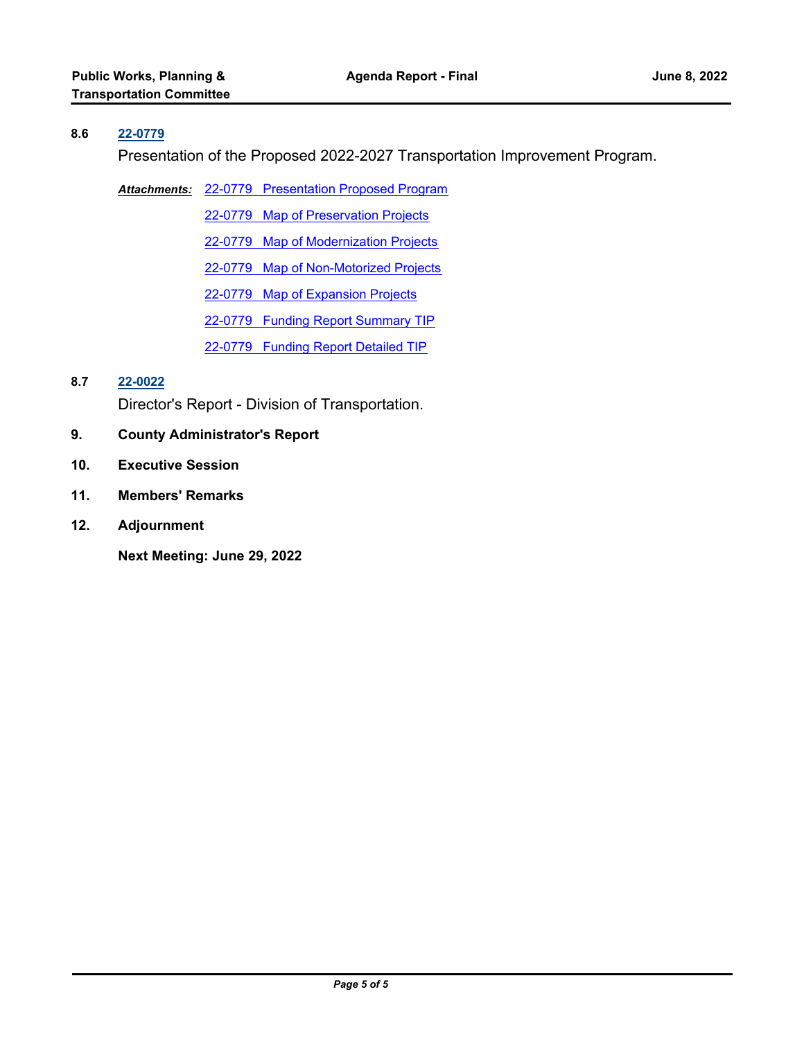**8.6** **22-0779**

Presentation of the Proposed 2022-2027 Transportation Improvement Program.

***Attachments:*** 22-0779 Presentation Proposed Program

22-0779 Map of Preservation Projects

22-0779 Map of Modernization Projects

22-0779 Map of Non-Motorized Projects

22-0779 Map of Expansion Projects

22-0779 Funding Report Summary TIP

22-0779 Funding Report Detailed TIP

**8.7** **22-0022**

Director's Report - Division of Transportation.

**9. County Administrator's Report**

**10. Executive Session**

**11. Members' Remarks**

**12. Adjournment**

**Next Meeting: June 29, 2022**